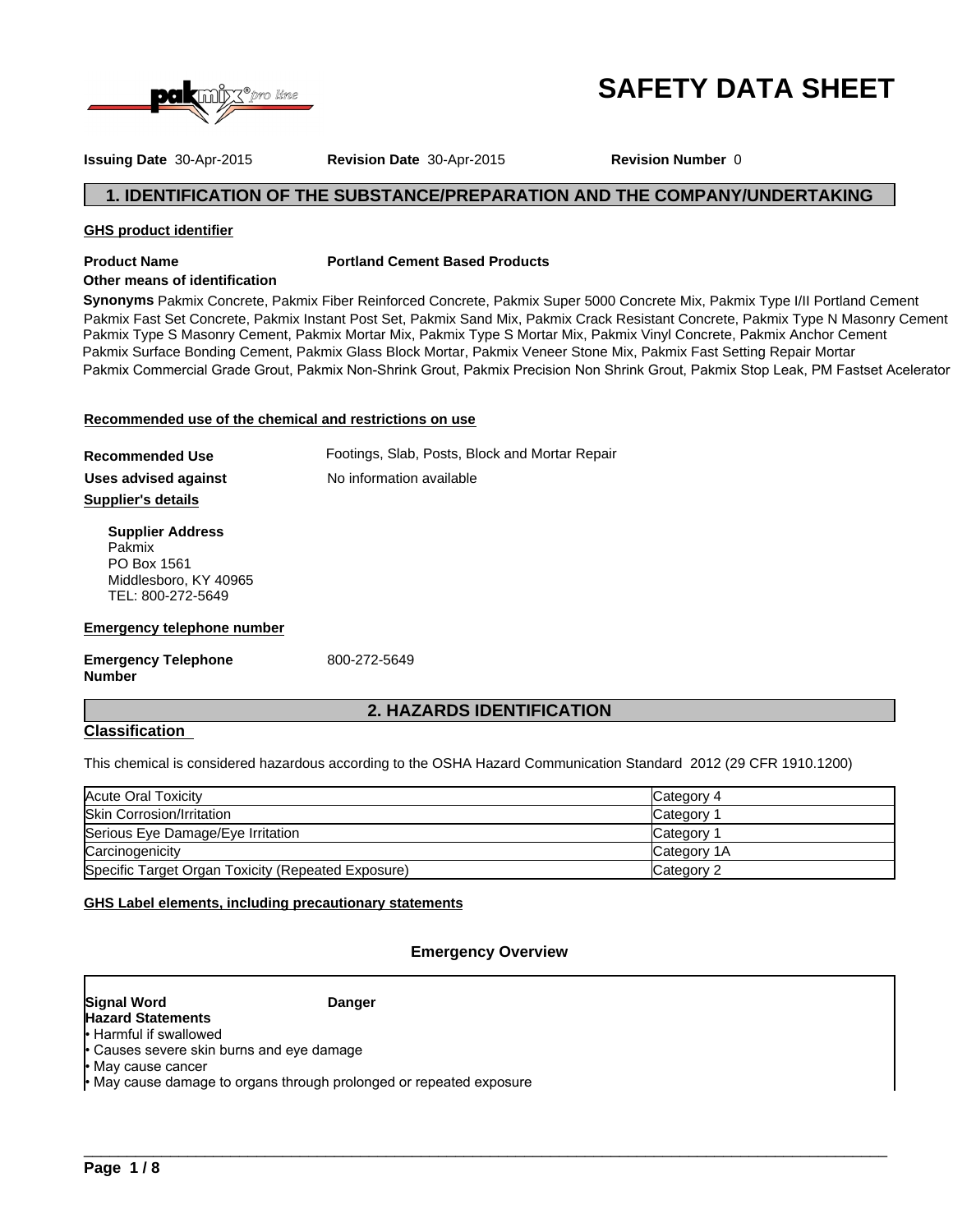# SAFETY DATA SHEET

**Issuing Date** 30-Apr-2015 **Revision Date** 30-Apr-2015 **Revision Number** 0

## 1. IDENTIFICATION OF THE SUBSTANCE/PREPARATION AND THE COMPANY/UNDERTAKING

### GHS product identifier

**Product Name** **Portland Cement Based Products**

**Other means of identification**

**Synonyms** Pakmix Concrete, Pakmix Fiber Reinforced Concrete, Pakmix Super 5000 Concrete Mix, Pakmix Type I/II Portland Cement Pakmix Fast Set Concrete, Pakmix Instant Post Set, Pakmix Sand Mix, Pakmix Crack Resistant Concrete, Pakmix Type N Masonry Cement Pakmix Type S Masonry Cement, Pakmix Mortar Mix, Pakmix Type S Mortar Mix, Pakmix Vinyl Concrete, Pakmix Anchor Cement Pakmix Surface Bonding Cement, Pakmix Glass Block Mortar, Pakmix Veneer Stone Mix, Pakmix Fast Setting Repair Mortar Pakmix Commercial Grade Grout, Pakmix Non-Shrink Grout, Pakmix Precision Non Shrink Grout, Pakmix Stop Leak, PM Fastset Acelerator

### Recommended use of the chemical and restrictions on use

**Recommended Use** Footings, Slab, Posts, Block and Mortar Repair

**Uses advised against** No information available

### Supplier's details

**Supplier Address**
Pakmix
PO Box 1561
Middlesboro, KY 40965
TEL: 800-272-5649

### Emergency telephone number

**Emergency Telephone Number** 800-272-5649

## 2. HAZARDS IDENTIFICATION

### Classification

This chemical is considered hazardous according to the OSHA Hazard Communication Standard 2012 (29 CFR 1910.1200)

| Hazard | Category |
|---|---|
| Acute Oral Toxicity | Category 4 |
| Skin Corrosion/Irritation | Category 1 |
| Serious Eye Damage/Eye Irritation | Category 1 |
| Carcinogenicity | Category 1A |
| Specific Target Organ Toxicity (Repeated Exposure) | Category 2 |

### GHS Label elements, including precautionary statements

#### Emergency Overview

**Signal Word** **Danger**

**Hazard Statements**
- Harmful if swallowed
- Causes severe skin burns and eye damage
- May cause cancer
- May cause damage to organs through prolonged or repeated exposure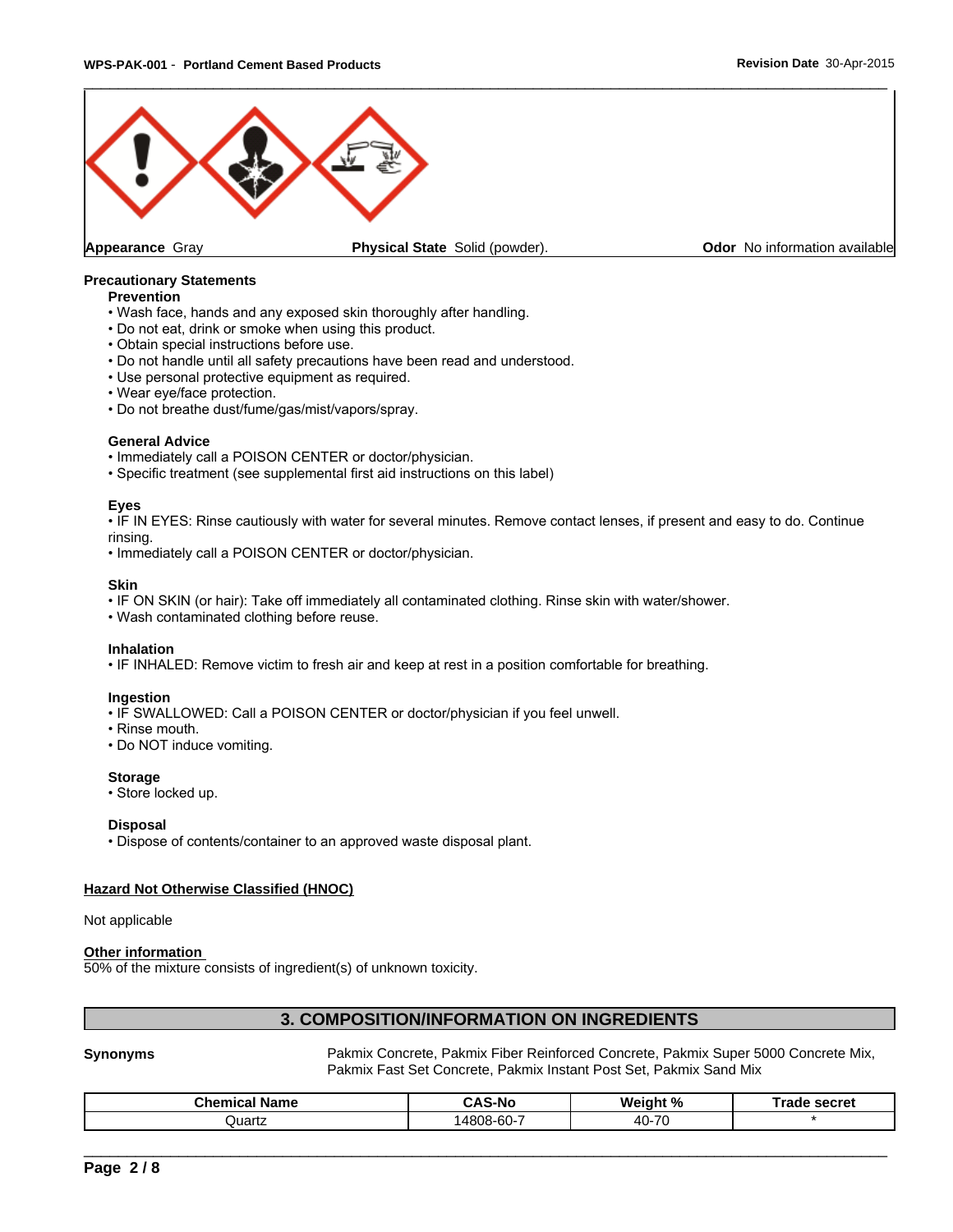| **Appearance** Gray | **Physical State** Solid (powder). | **Odor** No information available |
|---|---|---|

**Precautionary Statements**

**Prevention**

- Wash face, hands and any exposed skin thoroughly after handling.
- Do not eat, drink or smoke when using this product.
- Obtain special instructions before use.
- Do not handle until all safety precautions have been read and understood.
- Use personal protective equipment as required.
- Wear eye/face protection.
- Do not breathe dust/fume/gas/mist/vapors/spray.

**General Advice**

- Immediately call a POISON CENTER or doctor/physician.
- Specific treatment (see supplemental first aid instructions on this label)

**Eyes**

- IF IN EYES: Rinse cautiously with water for several minutes. Remove contact lenses, if present and easy to do. Continue rinsing.
- Immediately call a POISON CENTER or doctor/physician.

**Skin**

- IF ON SKIN (or hair): Take off immediately all contaminated clothing. Rinse skin with water/shower.
- Wash contaminated clothing before reuse.

**Inhalation**

- IF INHALED: Remove victim to fresh air and keep at rest in a position comfortable for breathing.

**Ingestion**

- IF SWALLOWED: Call a POISON CENTER or doctor/physician if you feel unwell.
- Rinse mouth.
- Do NOT induce vomiting.

**Storage**

- Store locked up.

**Disposal**

- Dispose of contents/container to an approved waste disposal plant.

**Hazard Not Otherwise Classified (HNOC)**

Not applicable

**Other information**

50% of the mixture consists of ingredient(s) of unknown toxicity.

## 3. COMPOSITION/INFORMATION ON INGREDIENTS

**Synonyms** Pakmix Concrete, Pakmix Fiber Reinforced Concrete, Pakmix Super 5000 Concrete Mix, Pakmix Fast Set Concrete, Pakmix Instant Post Set, Pakmix Sand Mix

| Chemical Name | CAS-No | Weight % | Trade secret |
|---|---|---|---|
| Quartz | 14808-60-7 | 40-70 | * |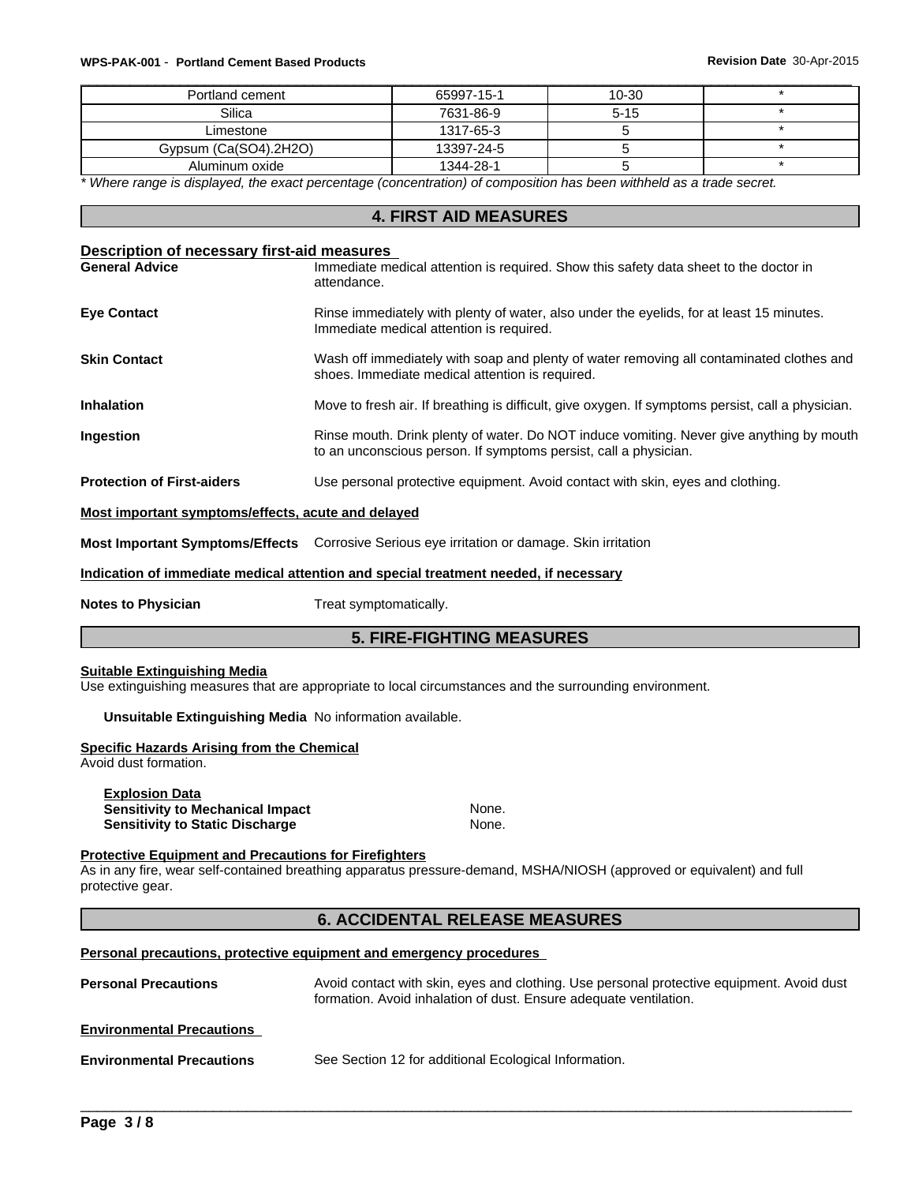| Portland cement | 65997-15-1 | 10-30 | * |
|---|---|---|---|
| Silica | 7631-86-9 | 5-15 | * |
| Limestone | 1317-65-3 | 5 | * |
| Gypsum (Ca(SO4).2H2O) | 13397-24-5 | 5 | * |
| Aluminum oxide | 1344-28-1 | 5 | * |

*\* Where range is displayed, the exact percentage (concentration) of composition has been withheld as a trade secret.*

## 4. FIRST AID MEASURES

**Description of necessary first-aid measures**

**General Advice** Immediate medical attention is required. Show this safety data sheet to the doctor in attendance.

**Eye Contact** Rinse immediately with plenty of water, also under the eyelids, for at least 15 minutes. Immediate medical attention is required.

**Skin Contact** Wash off immediately with soap and plenty of water removing all contaminated clothes and shoes. Immediate medical attention is required.

**Inhalation** Move to fresh air. If breathing is difficult, give oxygen. If symptoms persist, call a physician.

**Ingestion** Rinse mouth. Drink plenty of water. Do NOT induce vomiting. Never give anything by mouth to an unconscious person. If symptoms persist, call a physician.

**Protection of First-aiders** Use personal protective equipment. Avoid contact with skin, eyes and clothing.

**Most important symptoms/effects, acute and delayed**

**Most Important Symptoms/Effects** Corrosive Serious eye irritation or damage. Skin irritation

**Indication of immediate medical attention and special treatment needed, if necessary**

**Notes to Physician** Treat symptomatically.

## 5. FIRE-FIGHTING MEASURES

**Suitable Extinguishing Media**

Use extinguishing measures that are appropriate to local circumstances and the surrounding environment.

**Unsuitable Extinguishing Media** No information available.

**Specific Hazards Arising from the Chemical**

Avoid dust formation.

**Explosion Data**

**Sensitivity to Mechanical Impact** None.

**Sensitivity to Static Discharge** None.

**Protective Equipment and Precautions for Firefighters**

As in any fire, wear self-contained breathing apparatus pressure-demand, MSHA/NIOSH (approved or equivalent) and full protective gear.

## 6. ACCIDENTAL RELEASE MEASURES

**Personal precautions, protective equipment and emergency procedures**

**Personal Precautions** Avoid contact with skin, eyes and clothing. Use personal protective equipment. Avoid dust formation. Avoid inhalation of dust. Ensure adequate ventilation.

**Environmental Precautions**

**Environmental Precautions** See Section 12 for additional Ecological Information.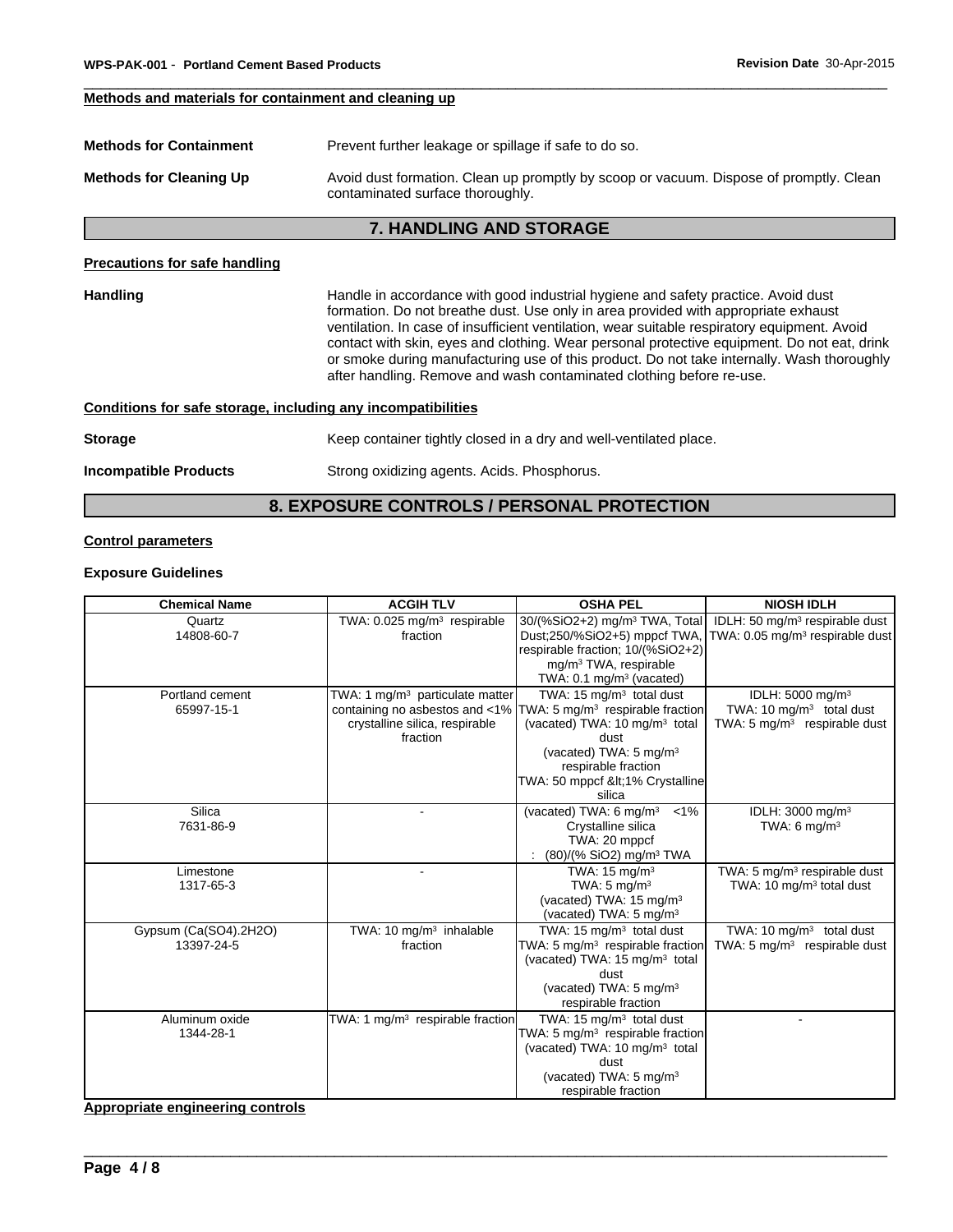**Methods and materials for containment and cleaning up**

**Methods for Containment** Prevent further leakage or spillage if safe to do so.

**Methods for Cleaning Up** Avoid dust formation. Clean up promptly by scoop or vacuum. Dispose of promptly. Clean contaminated surface thoroughly.

## 7. HANDLING AND STORAGE

**Precautions for safe handling**

**Handling** Handle in accordance with good industrial hygiene and safety practice. Avoid dust formation. Do not breathe dust. Use only in area provided with appropriate exhaust ventilation. In case of insufficient ventilation, wear suitable respiratory equipment. Avoid contact with skin, eyes and clothing. Wear personal protective equipment. Do not eat, drink or smoke during manufacturing use of this product. Do not take internally. Wash thoroughly after handling. Remove and wash contaminated clothing before re-use.

**Conditions for safe storage, including any incompatibilities**

**Storage** Keep container tightly closed in a dry and well-ventilated place.

**Incompatible Products** Strong oxidizing agents. Acids. Phosphorus.

## 8. EXPOSURE CONTROLS / PERSONAL PROTECTION

**Control parameters**

**Exposure Guidelines**

| Chemical Name | ACGIH TLV | OSHA PEL | NIOSH IDLH |
|---|---|---|---|
| Quartz<br>14808-60-7 | TWA: 0.025 mg/m³ respirable fraction | 30/(%SiO2+2) mg/m³ TWA, Total Dust;250/%SiO2+5) mppcf TWA, respirable fraction; 10/(%SiO2+2) mg/m³ TWA, respirable<br>TWA: 0.1 mg/m³ (vacated) | IDLH: 50 mg/m³ respirable dust<br>TWA: 0.05 mg/m³ respirable dust |
| Portland cement<br>65997-15-1 | TWA: 1 mg/m³ particulate matter containing no asbestos and <1% crystalline silica, respirable fraction | TWA: 15 mg/m³ total dust<br>TWA: 5 mg/m³ respirable fraction<br>(vacated) TWA: 10 mg/m³ total dust<br>(vacated) TWA: 5 mg/m³ respirable fraction<br>TWA: 50 mppcf &lt;1% Crystalline silica | IDLH: 5000 mg/m³<br>TWA: 10 mg/m³ total dust<br>TWA: 5 mg/m³ respirable dust |
| Silica<br>7631-86-9 | - | (vacated) TWA: 6 mg/m³ <1% Crystalline silica<br>TWA: 20 mppcf<br>: (80)/(% SiO2) mg/m³ TWA | IDLH: 3000 mg/m³<br>TWA: 6 mg/m³ |
| Limestone<br>1317-65-3 | - | TWA: 15 mg/m³<br>TWA: 5 mg/m³<br>(vacated) TWA: 15 mg/m³<br>(vacated) TWA: 5 mg/m³ | TWA: 5 mg/m³ respirable dust<br>TWA: 10 mg/m³ total dust |
| Gypsum (Ca(SO4).2H2O)<br>13397-24-5 | TWA: 10 mg/m³ inhalable fraction | TWA: 15 mg/m³ total dust<br>TWA: 5 mg/m³ respirable fraction<br>(vacated) TWA: 15 mg/m³ total dust<br>(vacated) TWA: 5 mg/m³ respirable fraction | TWA: 10 mg/m³ total dust<br>TWA: 5 mg/m³ respirable dust |
| Aluminum oxide<br>1344-28-1 | TWA: 1 mg/m³ respirable fraction | TWA: 15 mg/m³ total dust<br>TWA: 5 mg/m³ respirable fraction<br>(vacated) TWA: 10 mg/m³ total dust<br>(vacated) TWA: 5 mg/m³ respirable fraction | - |

**Appropriate engineering controls**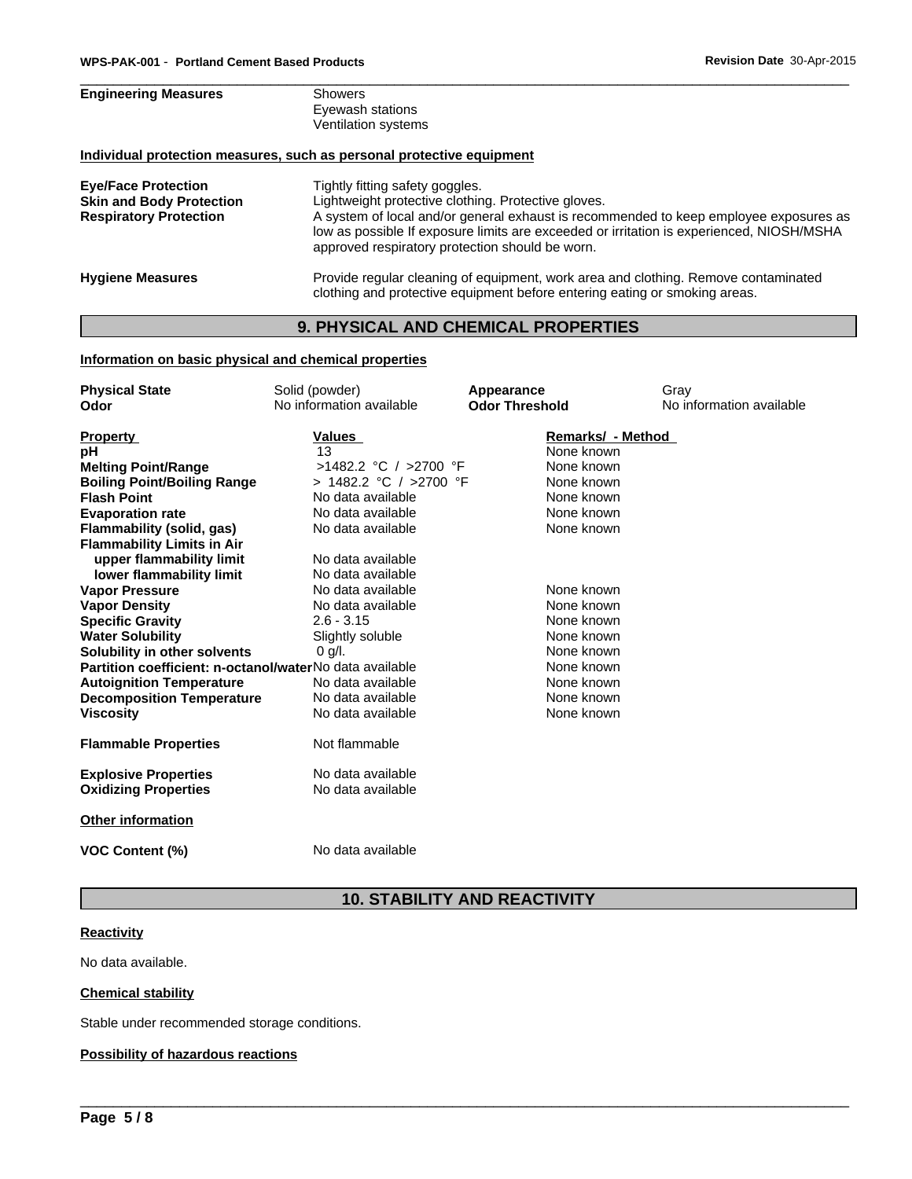| | |
|---|---|
| **Engineering Measures** | Showers<br>Eyewash stations<br>Ventilation systems |

**Individual protection measures, such as personal protective equipment**

| | |
|---|---|
| **Eye/Face Protection** | Tightly fitting safety goggles. |
| **Skin and Body Protection** | Lightweight protective clothing. Protective gloves. |
| **Respiratory Protection** | A system of local and/or general exhaust is recommended to keep employee exposures as low as possible If exposure limits are exceeded or irritation is experienced, NIOSH/MSHA approved respiratory protection should be worn. |
| **Hygiene Measures** | Provide regular cleaning of equipment, work area and clothing. Remove contaminated clothing and protective equipment before entering eating or smoking areas. |

## 9. PHYSICAL AND CHEMICAL PROPERTIES

**Information on basic physical and chemical properties**

| | | | |
|---|---|---|---|
| **Physical State** | Solid (powder) | **Appearance** | Gray |
| **Odor** | No information available | **Odor Threshold** | No information available |

| Property | Values | Remarks/ - Method |
|---|---|---|
| **pH** | 13 | None known |
| **Melting Point/Range** | >1482.2 °C / >2700 °F | None known |
| **Boiling Point/Boiling Range** | > 1482.2 °C / >2700 °F | None known |
| **Flash Point** | No data available | None known |
| **Evaporation rate** | No data available | None known |
| **Flammability (solid, gas)** | No data available | None known |
| **Flammability Limits in Air** | | |
| **upper flammability limit** | No data available | |
| **lower flammability limit** | No data available | |
| **Vapor Pressure** | No data available | None known |
| **Vapor Density** | No data available | None known |
| **Specific Gravity** | 2.6 - 3.15 | None known |
| **Water Solubility** | Slightly soluble | None known |
| **Solubility in other solvents** | 0 g/l. | None known |
| **Partition coefficient: n-octanol/water** | No data available | None known |
| **Autoignition Temperature** | No data available | None known |
| **Decomposition Temperature** | No data available | None known |
| **Viscosity** | No data available | None known |
| **Flammable Properties** | Not flammable | |
| **Explosive Properties** | No data available | |
| **Oxidizing Properties** | No data available | |

**Other information**

| | |
|---|---|
| **VOC Content (%)** | No data available |

## 10. STABILITY AND REACTIVITY

**Reactivity**

No data available.

**Chemical stability**

Stable under recommended storage conditions.

**Possibility of hazardous reactions**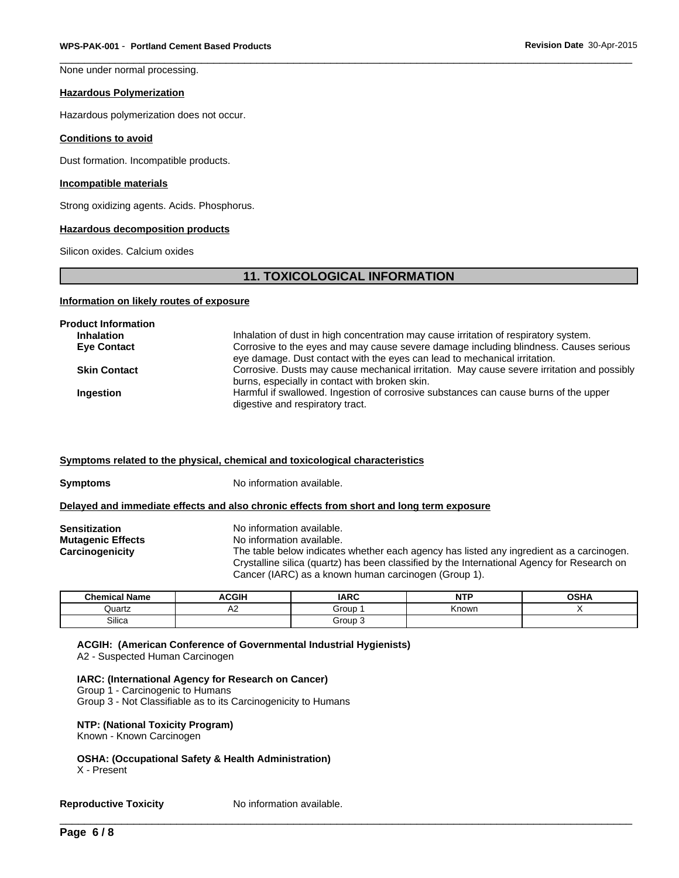None under normal processing.

**Hazardous Polymerization**

Hazardous polymerization does not occur.

**Conditions to avoid**

Dust formation. Incompatible products.

**Incompatible materials**

Strong oxidizing agents. Acids. Phosphorus.

**Hazardous decomposition products**

Silicon oxides. Calcium oxides

## 11. TOXICOLOGICAL INFORMATION

**Information on likely routes of exposure**

**Product Information**

| | |
|---|---|
| **Inhalation** | Inhalation of dust in high concentration may cause irritation of respiratory system. |
| **Eye Contact** | Corrosive to the eyes and may cause severe damage including blindness. Causes serious eye damage. Dust contact with the eyes can lead to mechanical irritation. |
| **Skin Contact** | Corrosive. Dusts may cause mechanical irritation. May cause severe irritation and possibly burns, especially in contact with broken skin. |
| **Ingestion** | Harmful if swallowed. Ingestion of corrosive substances can cause burns of the upper digestive and respiratory tract. |

**Symptoms related to the physical, chemical and toxicological characteristics**

**Symptoms** No information available.

**Delayed and immediate effects and also chronic effects from short and long term exposure**

| | |
|---|---|
| **Sensitization** | No information available. |
| **Mutagenic Effects** | No information available. |
| **Carcinogenicity** | The table below indicates whether each agency has listed any ingredient as a carcinogen. Crystalline silica (quartz) has been classified by the International Agency for Research on Cancer (IARC) as a known human carcinogen (Group 1). |

| Chemical Name | ACGIH | IARC | NTP | OSHA |
|---|---|---|---|---|
| Quartz | A2 | Group 1 | Known | X |
| Silica | | Group 3 | | |

**ACGIH: (American Conference of Governmental Industrial Hygienists)**
A2 - Suspected Human Carcinogen

**IARC: (International Agency for Research on Cancer)**
Group 1 - Carcinogenic to Humans
Group 3 - Not Classifiable as to its Carcinogenicity to Humans

**NTP: (National Toxicity Program)**
Known - Known Carcinogen

**OSHA: (Occupational Safety & Health Administration)**
X - Present

**Reproductive Toxicity** No information available.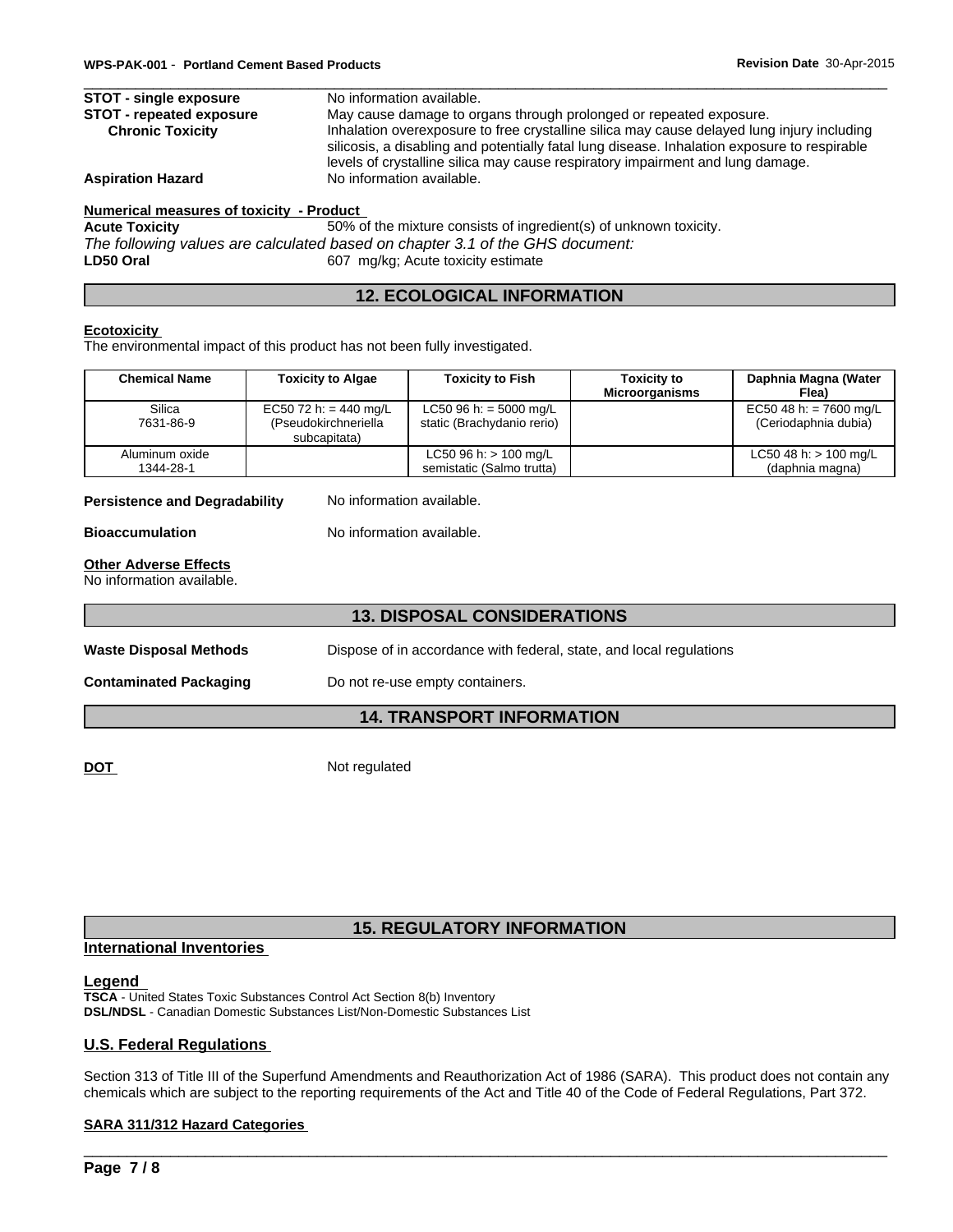**STOT - single exposure** No information available.

**STOT - repeated exposure** May cause damage to organs through prolonged or repeated exposure.

**Chronic Toxicity** Inhalation overexposure to free crystalline silica may cause delayed lung injury including silicosis, a disabling and potentially fatal lung disease. Inhalation exposure to respirable levels of crystalline silica may cause respiratory impairment and lung damage.

**Aspiration Hazard** No information available.

**Numerical measures of toxicity - Product**

**Acute Toxicity** 50% of the mixture consists of ingredient(s) of unknown toxicity.

*The following values are calculated based on chapter 3.1 of the GHS document:*

**LD50 Oral** 607 mg/kg; Acute toxicity estimate

## 12. ECOLOGICAL INFORMATION

**Ecotoxicity**

The environmental impact of this product has not been fully investigated.

| Chemical Name | Toxicity to Algae | Toxicity to Fish | Toxicity to Microorganisms | Daphnia Magna (Water Flea) |
|---|---|---|---|---|
| Silica 7631-86-9 | EC50 72 h: = 440 mg/L (Pseudokirchneriella subcapitata) | LC50 96 h: = 5000 mg/L static (Brachydanio rerio) | | EC50 48 h: = 7600 mg/L (Ceriodaphnia dubia) |
| Aluminum oxide 1344-28-1 | | LC50 96 h: > 100 mg/L semistatic (Salmo trutta) | | LC50 48 h: > 100 mg/L (daphnia magna) |

**Persistence and Degradability** No information available.

**Bioaccumulation** No information available.

**Other Adverse Effects**

No information available.

## 13. DISPOSAL CONSIDERATIONS

**Waste Disposal Methods** Dispose of in accordance with federal, state, and local regulations

**Contaminated Packaging** Do not re-use empty containers.

## 14. TRANSPORT INFORMATION

**DOT** Not regulated

## 15. REGULATORY INFORMATION

**International Inventories**

**Legend**

**TSCA** - United States Toxic Substances Control Act Section 8(b) Inventory

**DSL/NDSL** - Canadian Domestic Substances List/Non-Domestic Substances List

**U.S. Federal Regulations**

Section 313 of Title III of the Superfund Amendments and Reauthorization Act of 1986 (SARA). This product does not contain any chemicals which are subject to the reporting requirements of the Act and Title 40 of the Code of Federal Regulations, Part 372.

**SARA 311/312 Hazard Categories**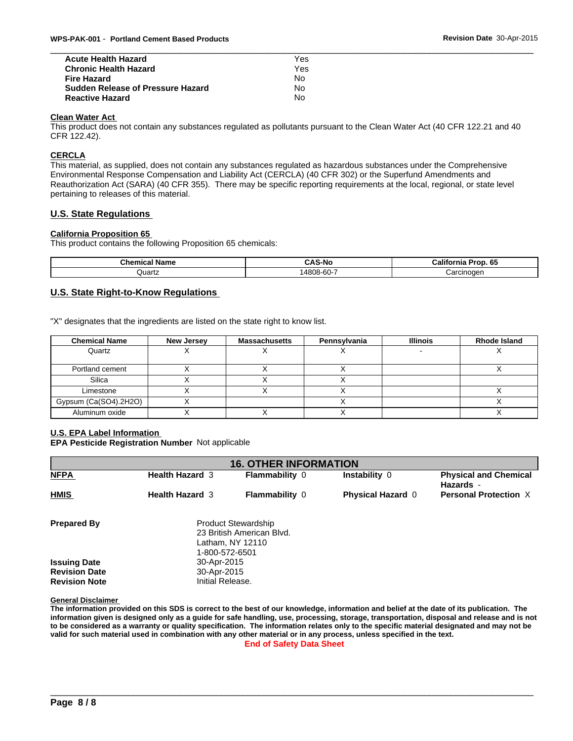| | |
|---|---|
| **Acute Health Hazard** | Yes |
| **Chronic Health Hazard** | Yes |
| **Fire Hazard** | No |
| **Sudden Release of Pressure Hazard** | No |
| **Reactive Hazard** | No |

**Clean Water Act**

This product does not contain any substances regulated as pollutants pursuant to the Clean Water Act (40 CFR 122.21 and 40 CFR 122.42).

**CERCLA**

This material, as supplied, does not contain any substances regulated as hazardous substances under the Comprehensive Environmental Response Compensation and Liability Act (CERCLA) (40 CFR 302) or the Superfund Amendments and Reauthorization Act (SARA) (40 CFR 355). There may be specific reporting requirements at the local, regional, or state level pertaining to releases of this material.

## U.S. State Regulations

**California Proposition 65**

This product contains the following Proposition 65 chemicals:

| Chemical Name | CAS-No | California Prop. 65 |
|---|---|---|
| Quartz | 14808-60-7 | Carcinogen |

## U.S. State Right-to-Know Regulations

"X" designates that the ingredients are listed on the state right to know list.

| Chemical Name | New Jersey | Massachusetts | Pennsylvania | Illinois | Rhode Island |
|---|---|---|---|---|---|
| Quartz | X | X | X | - | X |
| Portland cement | X | X | X | | X |
| Silica | X | X | X | | |
| Limestone | X | X | X | | X |
| Gypsum (Ca(SO4).2H2O) | X | | X | | X |
| Aluminum oxide | X | X | X | | X |

**U.S. EPA Label Information**

**EPA Pesticide Registration Number** Not applicable

## 16. OTHER INFORMATION

| | | | | |
|---|---|---|---|---|
| **NFPA** | **Health Hazard** 3 | **Flammability** 0 | **Instability** 0 | **Physical and Chemical Hazards** - |
| **HMIS** | **Health Hazard** 3 | **Flammability** 0 | **Physical Hazard** 0 | **Personal Protection** X |

**Prepared By** Product Stewardship
23 British American Blvd.
Latham, NY 12110
1-800-572-6501

**Issuing Date** 30-Apr-2015
**Revision Date** 30-Apr-2015
**Revision Note** Initial Release.

**General Disclaimer**

**The information provided on this SDS is correct to the best of our knowledge, information and belief at the date of its publication. The information given is designed only as a guide for safe handling, use, processing, storage, transportation, disposal and release and is not to be considered as a warranty or quality specification. The information relates only to the specific material designated and may not be valid for such material used in combination with any other material or in any process, unless specified in the text.**

**End of Safety Data Sheet**